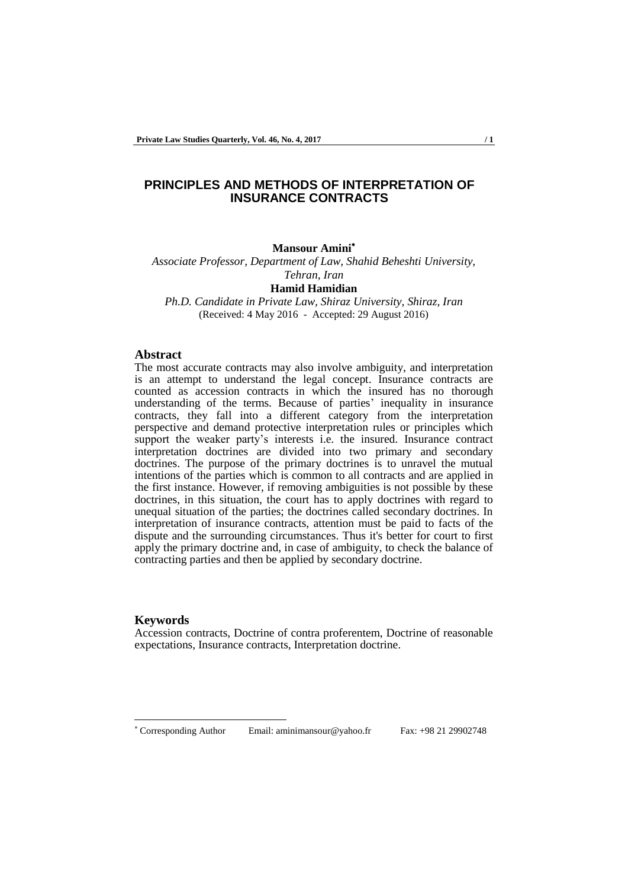# PRINCIPLES AND METHODS OF INTERPRETATION OF INSURANCE CONTRACTS

**Mansour Amini**[*]

*Associate Professor, Department of Law, Shahid Beheshti University, Tehran, Iran*

**Hamid Hamidian**

*Ph.D. Candidate in Private Law, Shiraz University, Shiraz, Iran*

(Received: 4 May 2016 - Accepted: 29 August 2016)

## Abstract

The most accurate contracts may also involve ambiguity, and interpretation is an attempt to understand the legal concept. Insurance contracts are counted as accession contracts in which the insured has no thorough understanding of the terms. Because of parties' inequality in insurance contracts, they fall into a different category from the interpretation perspective and demand protective interpretation rules or principles which support the weaker party's interests i.e. the insured. Insurance contract interpretation doctrines are divided into two primary and secondary doctrines. The purpose of the primary doctrines is to unravel the mutual intentions of the parties which is common to all contracts and are applied in the first instance. However, if removing ambiguities is not possible by these doctrines, in this situation, the court has to apply doctrines with regard to unequal situation of the parties; the doctrines called secondary doctrines. In interpretation of insurance contracts, attention must be paid to facts of the dispute and the surrounding circumstances. Thus it's better for court to first apply the primary doctrine and, in case of ambiguity, to check the balance of contracting parties and then be applied by secondary doctrine.

## Keywords

Accession contracts, Doctrine of contra proferentem, Doctrine of reasonable expectations, Insurance contracts, Interpretation doctrine.

---

[*] Corresponding Author    Email: aminimansour@yahoo.fr    Fax: +98 21 29902748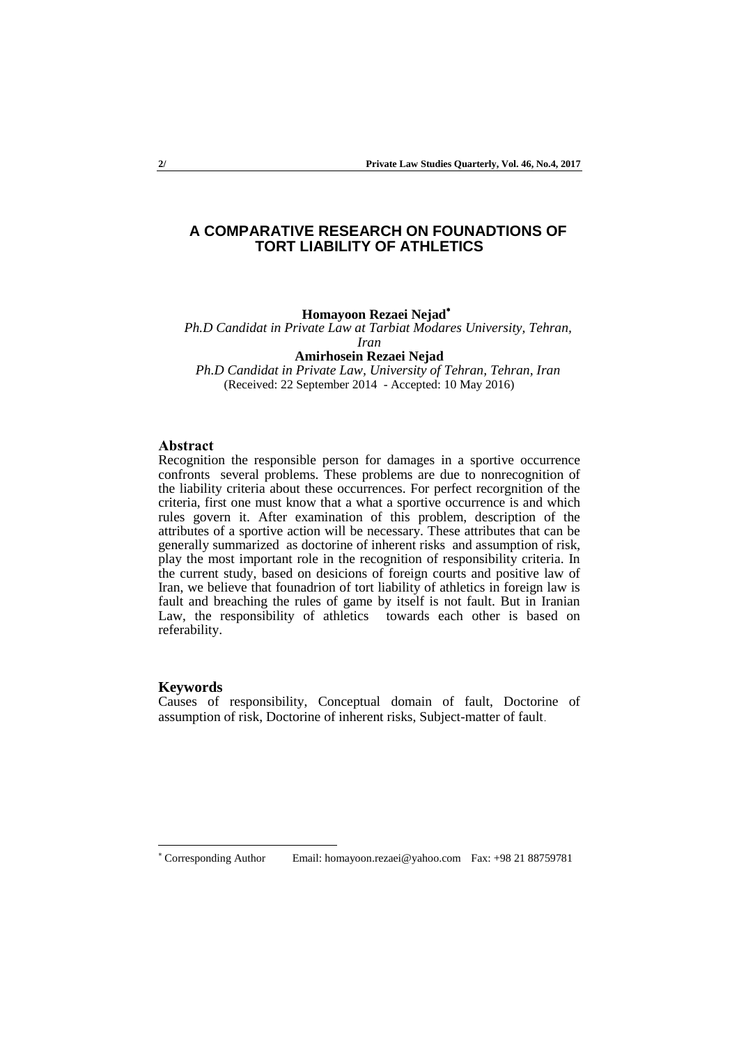# A COMPARATIVE RESEARCH ON FOUNADTIONS OF TORT LIABILITY OF ATHLETICS

**Homayoon Rezaei Nejad**[*]

*Ph.D Candidat in Private Law at Tarbiat Modares University, Tehran, Iran*

**Amirhosein Rezaei Nejad**

*Ph.D Candidat in Private Law, University of Tehran, Tehran, Iran*

(Received: 22 September 2014 - Accepted: 10 May 2016)

## Abstract

Recognition the responsible person for damages in a sportive occurrence confronts several problems. These problems are due to nonrecognition of the liability criteria about these occurrences. For perfect recorgnition of the criteria, first one must know that a what a sportive occurrence is and which rules govern it. After examination of this problem, description of the attributes of a sportive action will be necessary. These attributes that can be generally summarized as doctorine of inherent risks and assumption of risk, play the most important role in the recognition of responsibility criteria. In the current study, based on desicions of foreign courts and positive law of Iran, we believe that founadrion of tort liability of athletics in foreign law is fault and breaching the rules of game by itself is not fault. But in Iranian Law, the responsibility of athletics towards each other is based on referability.

## Keywords

Causes of responsibility, Conceptual domain of fault, Doctorine of assumption of risk, Doctorine of inherent risks, Subject-matter of fault.

[*] Corresponding Author Email: homayoon.rezaei@yahoo.com Fax: +98 21 88759781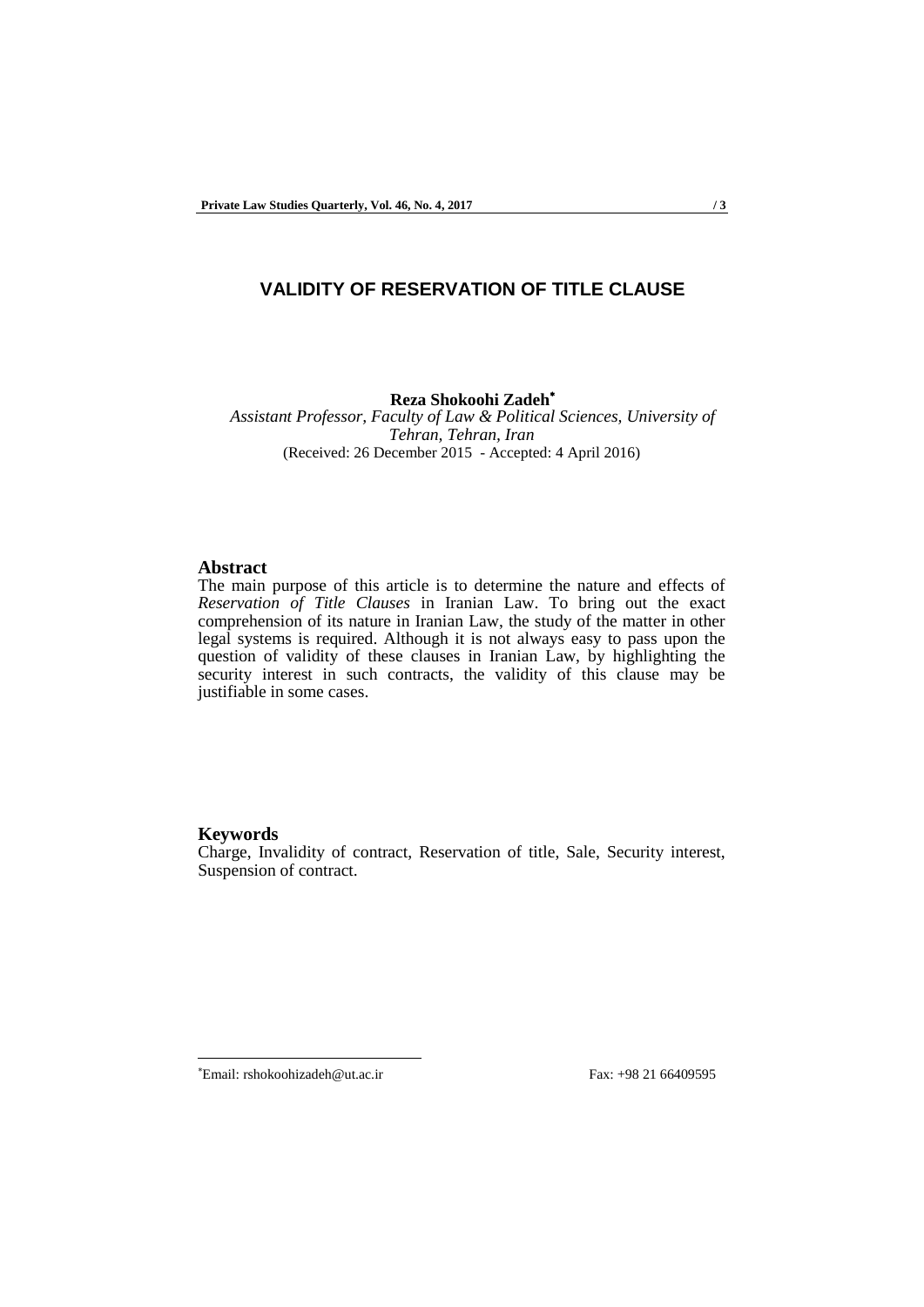# VALIDITY OF RESERVATION OF TITLE CLAUSE

**Reza Shokoohi Zadeh***

*Assistant Professor, Faculty of Law & Political Sciences, University of Tehran, Tehran, Iran*

(Received: 26 December 2015 - Accepted: 4 April 2016)

## Abstract

The main purpose of this article is to determine the nature and effects of *Reservation of Title Clauses* in Iranian Law. To bring out the exact comprehension of its nature in Iranian Law, the study of the matter in other legal systems is required. Although it is not always easy to pass upon the question of validity of these clauses in Iranian Law, by highlighting the security interest in such contracts, the validity of this clause may be justifiable in some cases.

## Keywords

Charge, Invalidity of contract, Reservation of title, Sale, Security interest, Suspension of contract.

---

*Email: rshokoohizadeh@ut.ac.ir Fax: +98 21 66409595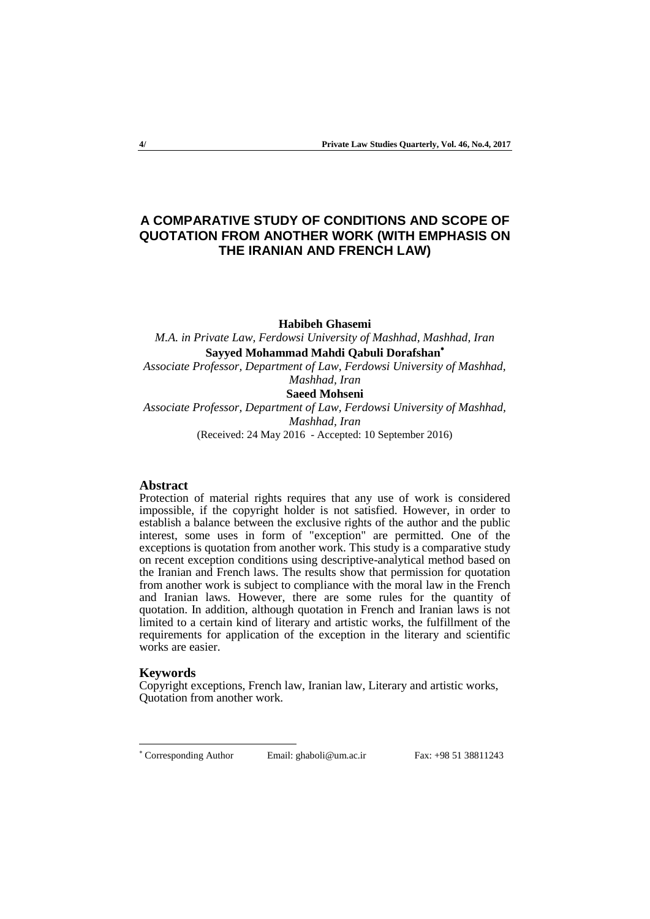# A COMPARATIVE STUDY OF CONDITIONS AND SCOPE OF QUOTATION FROM ANOTHER WORK (WITH EMPHASIS ON THE IRANIAN AND FRENCH LAW)

**Habibeh Ghasemi**

*M.A. in Private Law, Ferdowsi University of Mashhad, Mashhad, Iran*

**Sayyed Mohammad Mahdi Qabuli Dorafshan***

*Associate Professor, Department of Law, Ferdowsi University of Mashhad, Mashhad, Iran*

**Saeed Mohseni**

*Associate Professor, Department of Law, Ferdowsi University of Mashhad, Mashhad, Iran*

(Received: 24 May 2016 - Accepted: 10 September 2016)

## Abstract

Protection of material rights requires that any use of work is considered impossible, if the copyright holder is not satisfied. However, in order to establish a balance between the exclusive rights of the author and the public interest, some uses in form of "exception" are permitted. One of the exceptions is quotation from another work. This study is a comparative study on recent exception conditions using descriptive-analytical method based on the Iranian and French laws. The results show that permission for quotation from another work is subject to compliance with the moral law in the French and Iranian laws. However, there are some rules for the quantity of quotation. In addition, although quotation in French and Iranian laws is not limited to a certain kind of literary and artistic works, the fulfillment of the requirements for application of the exception in the literary and scientific works are easier.

## Keywords

Copyright exceptions, French law, Iranian law, Literary and artistic works, Quotation from another work.

---

* Corresponding Author Email: ghaboli@um.ac.ir Fax: +98 51 38811243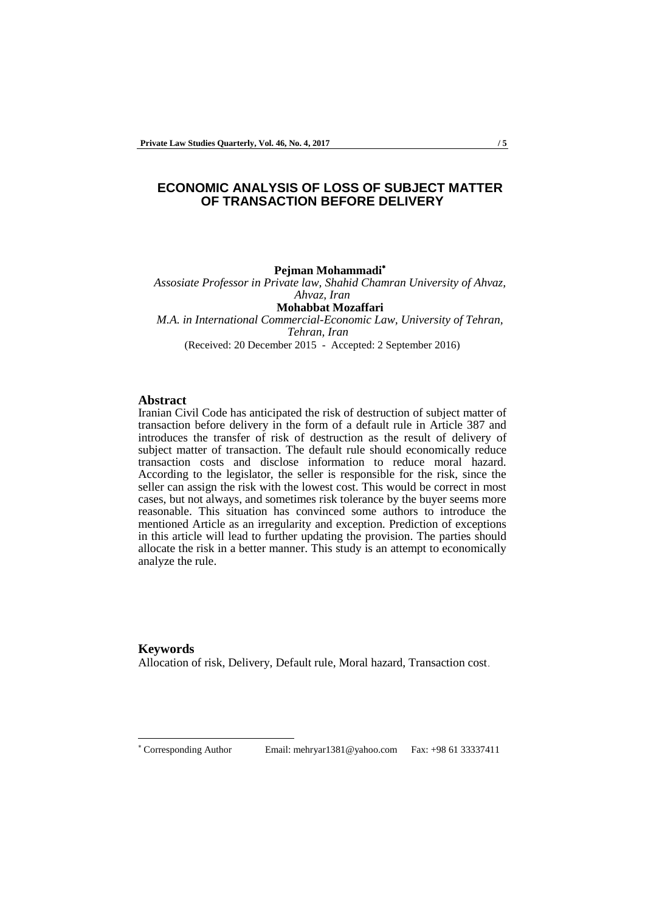# ECONOMIC ANALYSIS OF LOSS OF SUBJECT MATTER OF TRANSACTION BEFORE DELIVERY

**Pejman Mohammadi**[*]

*Assosiate Professor in Private law, Shahid Chamran University of Ahvaz, Ahvaz, Iran*

**Mohabbat Mozaffari**

*M.A. in International Commercial-Economic Law, University of Tehran, Tehran, Iran*

(Received: 20 December 2015 - Accepted: 2 September 2016)

## Abstract

Iranian Civil Code has anticipated the risk of destruction of subject matter of transaction before delivery in the form of a default rule in Article 387 and introduces the transfer of risk of destruction as the result of delivery of subject matter of transaction. The default rule should economically reduce transaction costs and disclose information to reduce moral hazard. According to the legislator, the seller is responsible for the risk, since the seller can assign the risk with the lowest cost. This would be correct in most cases, but not always, and sometimes risk tolerance by the buyer seems more reasonable. This situation has convinced some authors to introduce the mentioned Article as an irregularity and exception. Prediction of exceptions in this article will lead to further updating the provision. The parties should allocate the risk in a better manner. This study is an attempt to economically analyze the rule.

## Keywords

Allocation of risk, Delivery, Default rule, Moral hazard, Transaction cost.

---

[*] Corresponding Author Email: mehryar1381@yahoo.com Fax: +98 61 33337411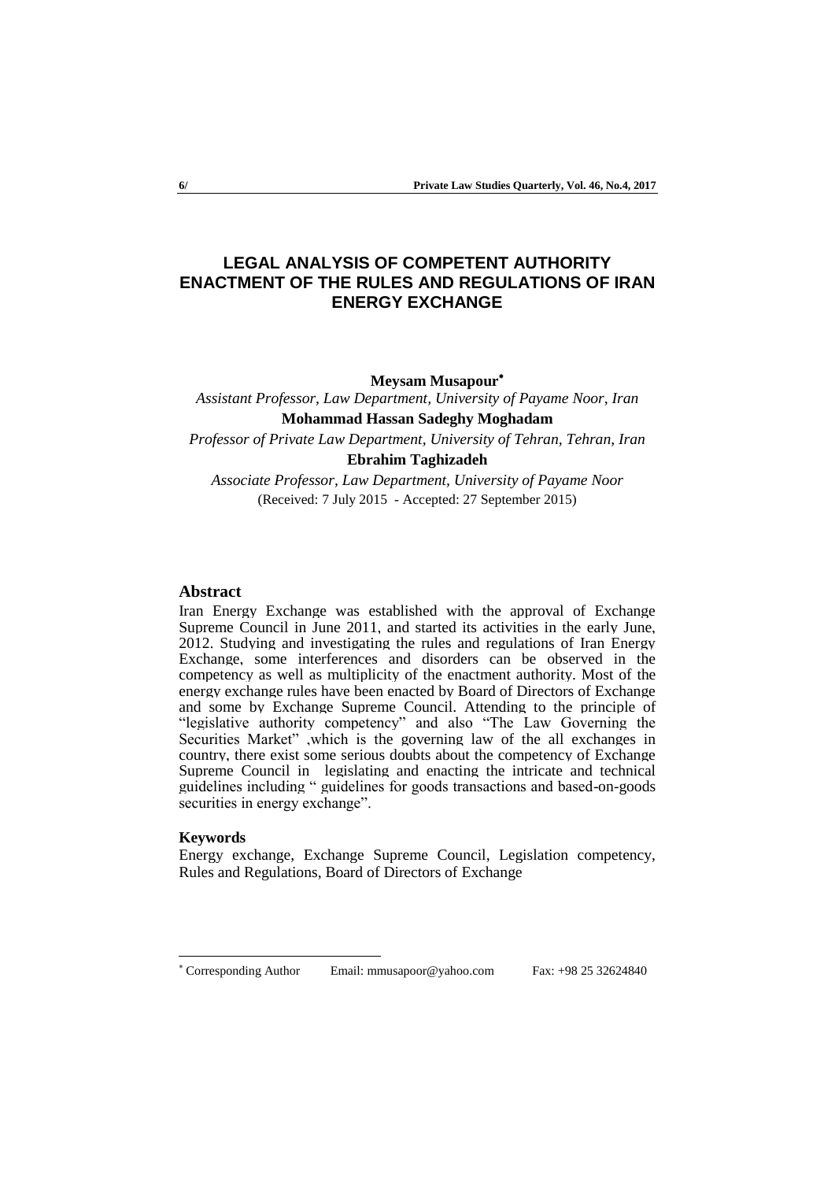# LEGAL ANALYSIS OF COMPETENT AUTHORITY ENACTMENT OF THE RULES AND REGULATIONS OF IRAN ENERGY EXCHANGE

**Meysam Musapour**[*]

*Assistant Professor, Law Department, University of Payame Noor, Iran*

**Mohammad Hassan Sadeghy Moghadam**

*Professor of Private Law Department, University of Tehran, Tehran, Iran*

**Ebrahim Taghizadeh**

*Associate Professor, Law Department, University of Payame Noor*

(Received: 7 July 2015 - Accepted: 27 September 2015)

## Abstract

Iran Energy Exchange was established with the approval of Exchange Supreme Council in June 2011, and started its activities in the early June, 2012. Studying and investigating the rules and regulations of Iran Energy Exchange, some interferences and disorders can be observed in the competency as well as multiplicity of the enactment authority. Most of the energy exchange rules have been enacted by Board of Directors of Exchange and some by Exchange Supreme Council. Attending to the principle of "legislative authority competency" and also "The Law Governing the Securities Market" ,which is the governing law of the all exchanges in country, there exist some serious doubts about the competency of Exchange Supreme Council in legislating and enacting the intricate and technical guidelines including " guidelines for goods transactions and based-on-goods securities in energy exchange".

### Keywords

Energy exchange, Exchange Supreme Council, Legislation competency, Rules and Regulations, Board of Directors of Exchange

---

[*] Corresponding Author Email: mmusapoor@yahoo.com Fax: +98 25 32624840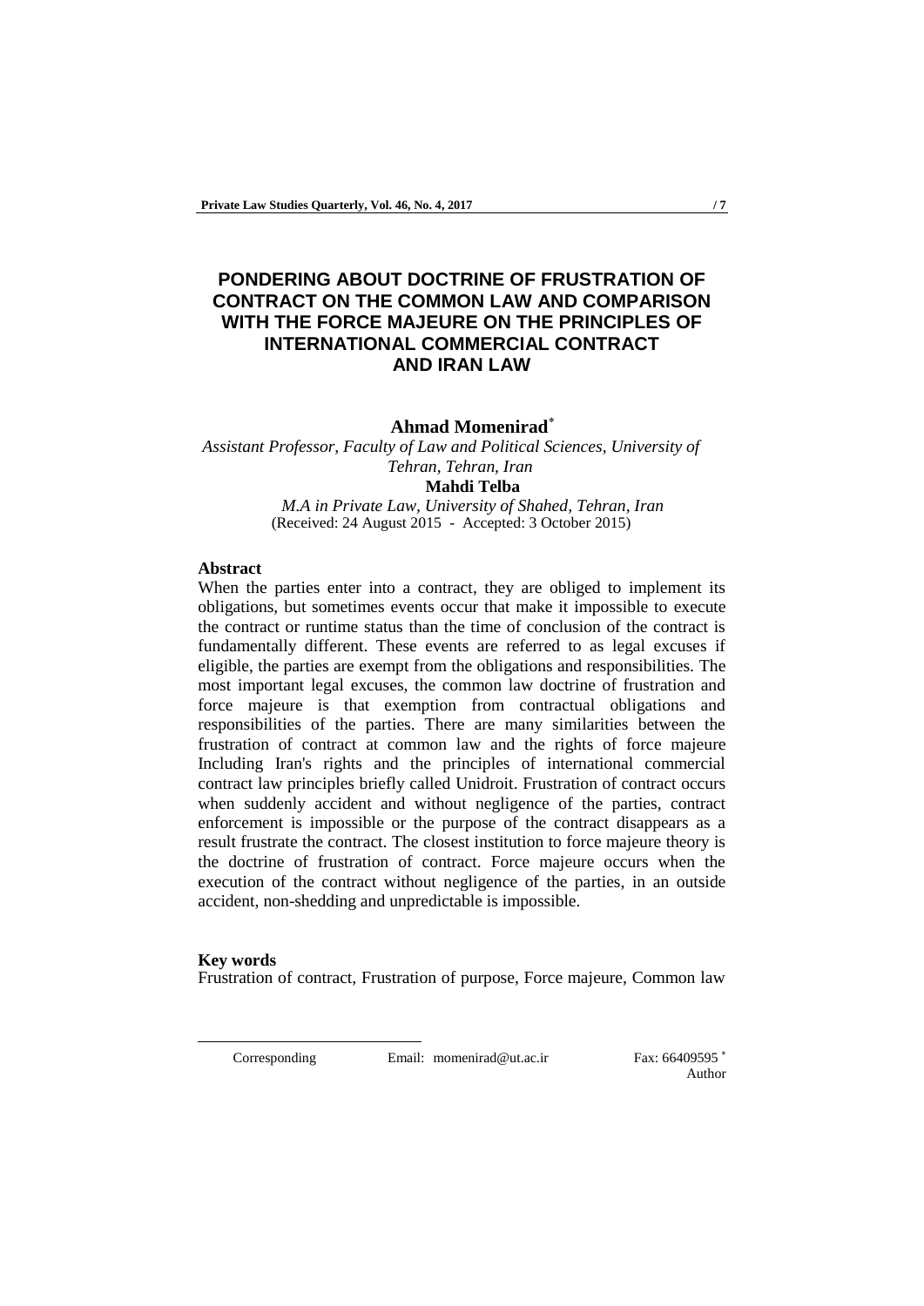# PONDERING ABOUT DOCTRINE OF FRUSTRATION OF CONTRACT ON THE COMMON LAW AND COMPARISON WITH THE FORCE MAJEURE ON THE PRINCIPLES OF INTERNATIONAL COMMERCIAL CONTRACT AND IRAN LAW

**Ahmad Momenirad***

*Assistant Professor, Faculty of Law and Political Sciences, University of Tehran, Tehran, Iran*

**Mahdi Telba**

*M.A in Private Law, University of Shahed, Tehran, Iran*

(Received: 24 August 2015 - Accepted: 3 October 2015)

## Abstract

When the parties enter into a contract, they are obliged to implement its obligations, but sometimes events occur that make it impossible to execute the contract or runtime status than the time of conclusion of the contract is fundamentally different. These events are referred to as legal excuses if eligible, the parties are exempt from the obligations and responsibilities. The most important legal excuses, the common law doctrine of frustration and force majeure is that exemption from contractual obligations and responsibilities of the parties. There are many similarities between the frustration of contract at common law and the rights of force majeure Including Iran's rights and the principles of international commercial contract law principles briefly called Unidroit. Frustration of contract occurs when suddenly accident and without negligence of the parties, contract enforcement is impossible or the purpose of the contract disappears as a result frustrate the contract. The closest institution to force majeure theory is the doctrine of frustration of contract. Force majeure occurs when the execution of the contract without negligence of the parties, in an outside accident, non-shedding and unpredictable is impossible.

## Key words

Frustration of contract, Frustration of purpose, Force majeure, Common law

* Corresponding Author Email: momenirad@ut.ac.ir Fax: 66409595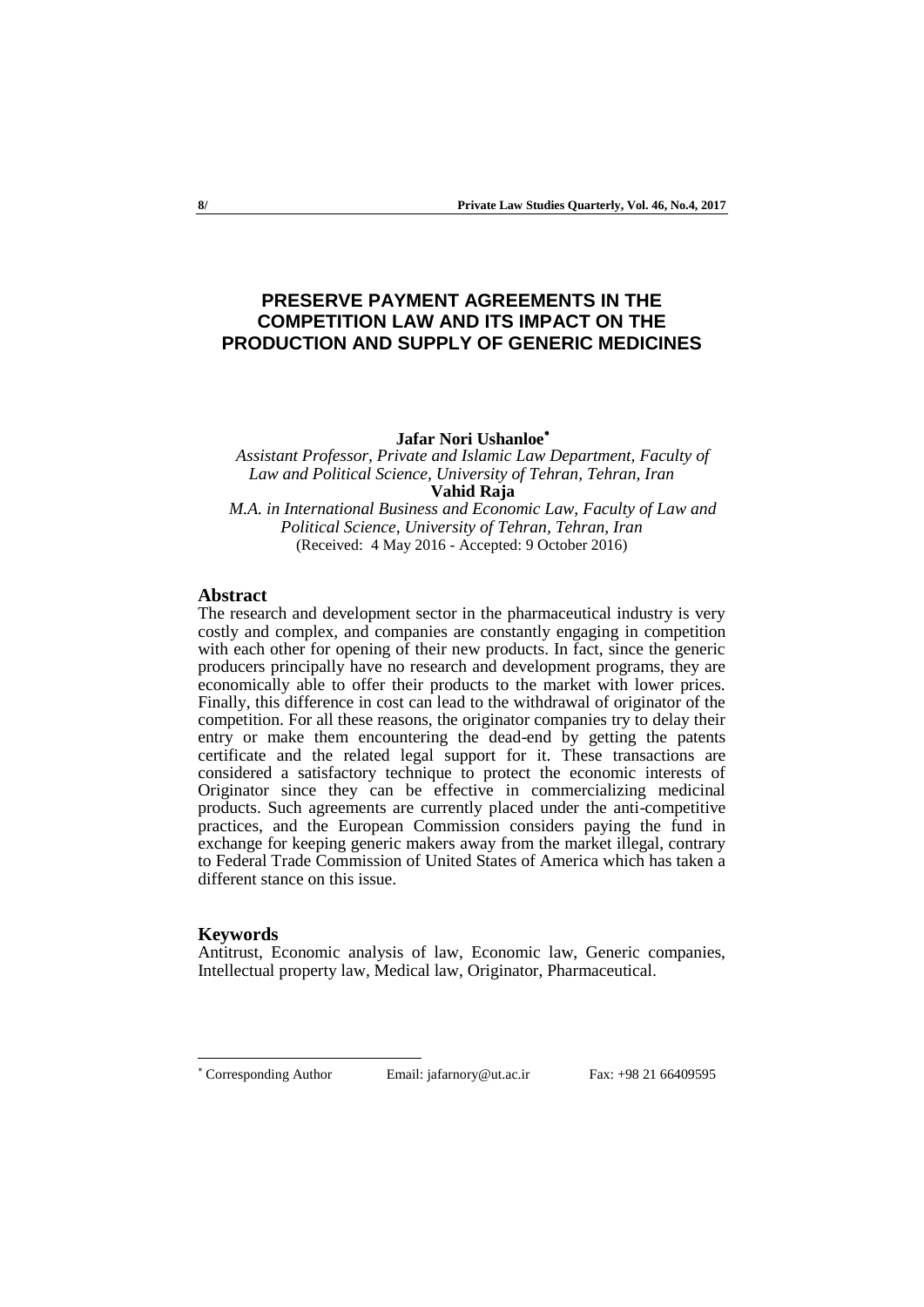# PRESERVE PAYMENT AGREEMENTS IN THE COMPETITION LAW AND ITS IMPACT ON THE PRODUCTION AND SUPPLY OF GENERIC MEDICINES

**Jafar Nori Ushanloe**[*]

*Assistant Professor, Private and Islamic Law Department, Faculty of Law and Political Science, University of Tehran, Tehran, Iran*

**Vahid Raja**

*M.A. in International Business and Economic Law, Faculty of Law and Political Science, University of Tehran, Tehran, Iran*

(Received: 4 May 2016 - Accepted: 9 October 2016)

## Abstract

The research and development sector in the pharmaceutical industry is very costly and complex, and companies are constantly engaging in competition with each other for opening of their new products. In fact, since the generic producers principally have no research and development programs, they are economically able to offer their products to the market with lower prices. Finally, this difference in cost can lead to the withdrawal of originator of the competition. For all these reasons, the originator companies try to delay their entry or make them encountering the dead-end by getting the patents certificate and the related legal support for it. These transactions are considered a satisfactory technique to protect the economic interests of Originator since they can be effective in commercializing medicinal products. Such agreements are currently placed under the anti-competitive practices, and the European Commission considers paying the fund in exchange for keeping generic makers away from the market illegal, contrary to Federal Trade Commission of United States of America which has taken a different stance on this issue.

## Keywords

Antitrust, Economic analysis of law, Economic law, Generic companies, Intellectual property law, Medical law, Originator, Pharmaceutical.

---

[*] Corresponding Author Email: jafarnory@ut.ac.ir Fax: +98 21 66409595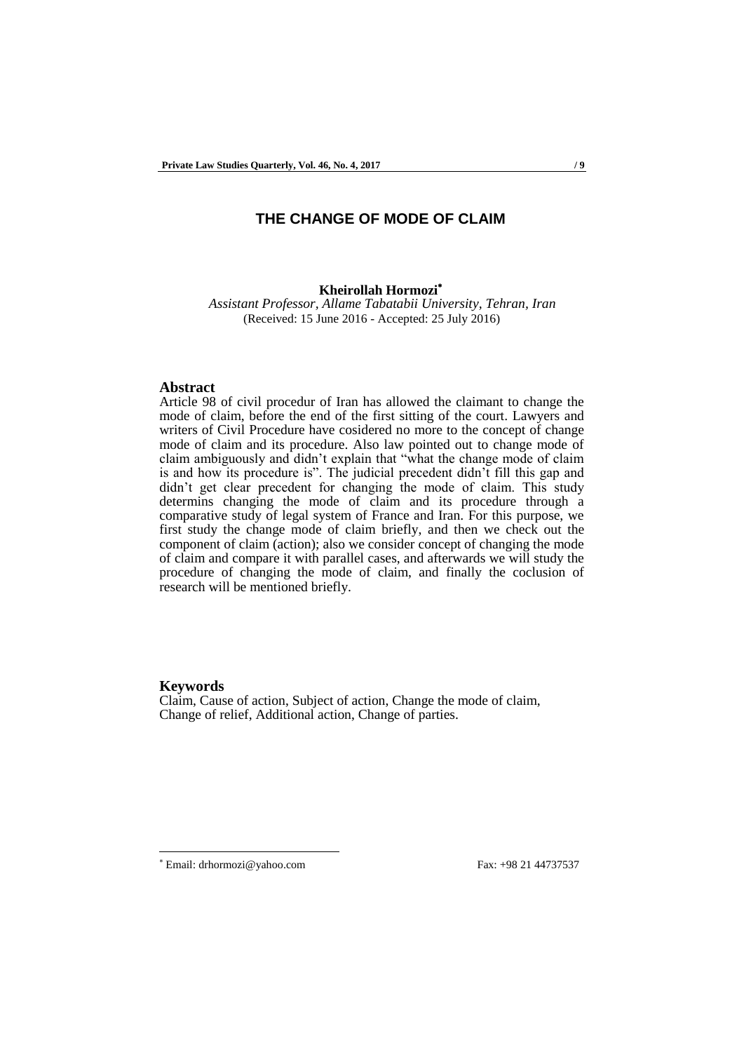# THE CHANGE OF MODE OF CLAIM

**Kheirollah Hormozi**[*]

*Assistant Professor, Allame Tabatabii University, Tehran, Iran*
(Received: 15 June 2016 - Accepted: 25 July 2016)

## Abstract

Article 98 of civil procedur of Iran has allowed the claimant to change the mode of claim, before the end of the first sitting of the court. Lawyers and writers of Civil Procedure have cosidered no more to the concept of change mode of claim and its procedure. Also law pointed out to change mode of claim ambiguously and didn't explain that "what the change mode of claim is and how its procedure is". The judicial precedent didn't fill this gap and didn't get clear precedent for changing the mode of claim. This study determins changing the mode of claim and its procedure through a comparative study of legal system of France and Iran. For this purpose, we first study the change mode of claim briefly, and then we check out the component of claim (action); also we consider concept of changing the mode of claim and compare it with parallel cases, and afterwards we will study the procedure of changing the mode of claim, and finally the coclusion of research will be mentioned briefly.

## Keywords

Claim, Cause of action, Subject of action, Change the mode of claim, Change of relief, Additional action, Change of parties.

---

[*] Email: drhormozi@yahoo.com Fax: +98 21 44737537